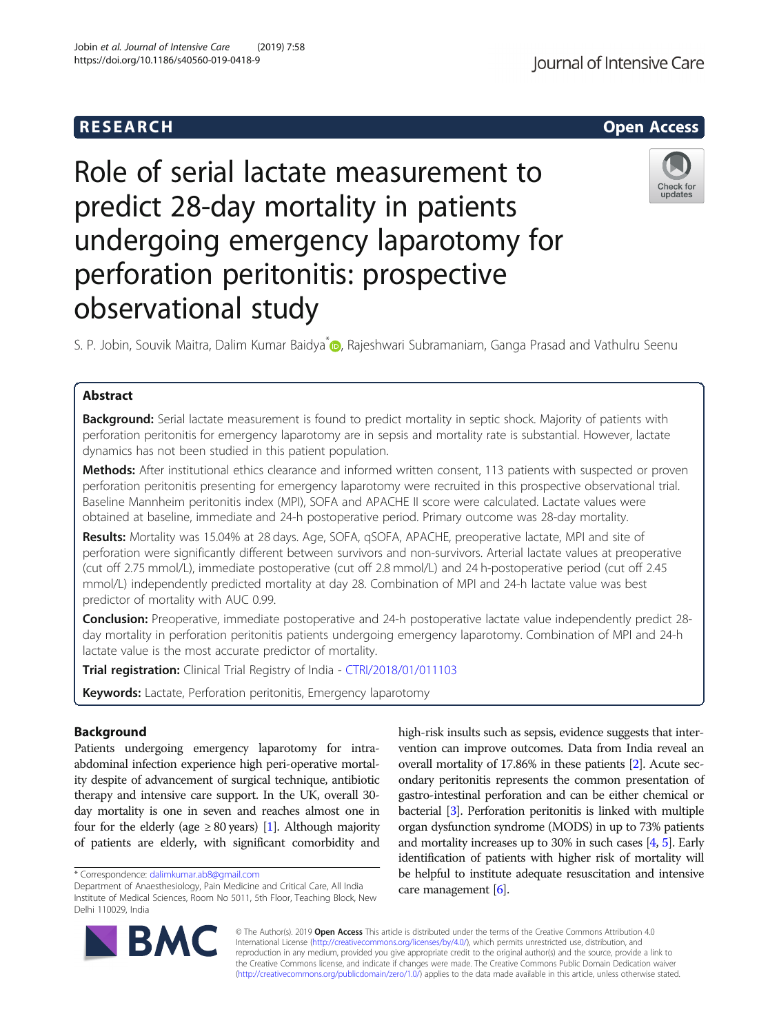# RESEARCH

**Open Access**

# Role of serial lactate measurement to predict 28-day mortality in patients undergoing emergency laparotomy for perforation peritonitis: prospective observational study

S. P. Jobin, Souvik Maitra, Dalim Kumar Baidya*, Rajeshwari Subramaniam, Ganga Prasad and Vathulru Seenu

## Abstract

**Background:** Serial lactate measurement is found to predict mortality in septic shock. Majority of patients with perforation peritonitis for emergency laparotomy are in sepsis and mortality rate is substantial. However, lactate dynamics has not been studied in this patient population.

**Methods:** After institutional ethics clearance and informed written consent, 113 patients with suspected or proven perforation peritonitis presenting for emergency laparotomy were recruited in this prospective observational trial. Baseline Mannheim peritonitis index (MPI), SOFA and APACHE II score were calculated. Lactate values were obtained at baseline, immediate and 24-h postoperative period. Primary outcome was 28-day mortality.

**Results:** Mortality was 15.04% at 28 days. Age, SOFA, qSOFA, APACHE, preoperative lactate, MPI and site of perforation were significantly different between survivors and non-survivors. Arterial lactate values at preoperative (cut off 2.75 mmol/L), immediate postoperative (cut off 2.8 mmol/L) and 24 h-postoperative period (cut off 2.45 mmol/L) independently predicted mortality at day 28. Combination of MPI and 24-h lactate value was best predictor of mortality with AUC 0.99.

**Conclusion:** Preoperative, immediate postoperative and 24-h postoperative lactate value independently predict 28-day mortality in perforation peritonitis patients undergoing emergency laparotomy. Combination of MPI and 24-h lactate value is the most accurate predictor of mortality.

**Trial registration:** Clinical Trial Registry of India - CTRI/2018/01/011103

**Keywords:** Lactate, Perforation peritonitis, Emergency laparotomy

## Background

Patients undergoing emergency laparotomy for intra-abdominal infection experience high peri-operative mortality despite of advancement of surgical technique, antibiotic therapy and intensive care support. In the UK, overall 30-day mortality is one in seven and reaches almost one in four for the elderly (age ≥ 80 years) [1]. Although majority of patients are elderly, with significant comorbidity and high-risk insults such as sepsis, evidence suggests that intervention can improve outcomes. Data from India reveal an overall mortality of 17.86% in these patients [2]. Acute secondary peritonitis represents the common presentation of gastro-intestinal perforation and can be either chemical or bacterial [3]. Perforation peritonitis is linked with multiple organ dysfunction syndrome (MODS) in up to 73% patients and mortality increases up to 30% in such cases [4, 5]. Early identification of patients with higher risk of mortality will be helpful to institute adequate resuscitation and intensive care management [6].

* Correspondence: dalimkumar.ab8@gmail.com
Department of Anaesthesiology, Pain Medicine and Critical Care, All India Institute of Medical Sciences, Room No 5011, 5th Floor, Teaching Block, New Delhi 110029, India

© The Author(s). 2019 **Open Access** This article is distributed under the terms of the Creative Commons Attribution 4.0 International License (http://creativecommons.org/licenses/by/4.0/), which permits unrestricted use, distribution, and reproduction in any medium, provided you give appropriate credit to the original author(s) and the source, provide a link to the Creative Commons license, and indicate if changes were made. The Creative Commons Public Domain Dedication waiver (http://creativecommons.org/publicdomain/zero/1.0/) applies to the data made available in this article, unless otherwise stated.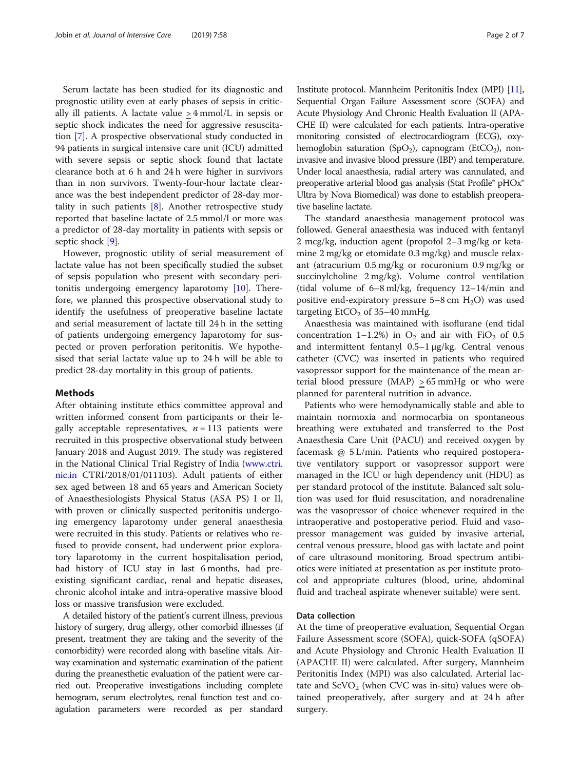Serum lactate has been studied for its diagnostic and prognostic utility even at early phases of sepsis in critically ill patients. A lactate value $\geq$ 4 mmol/L in sepsis or septic shock indicates the need for aggressive resuscitation [7]. A prospective observational study conducted in 94 patients in surgical intensive care unit (ICU) admitted with severe sepsis or septic shock found that lactate clearance both at 6 h and 24 h were higher in survivors than in non survivors. Twenty-four-hour lactate clearance was the best independent predictor of 28-day mortality in such patients [8]. Another retrospective study reported that baseline lactate of 2.5 mmol/l or more was a predictor of 28-day mortality in patients with sepsis or septic shock [9].

However, prognostic utility of serial measurement of lactate value has not been specifically studied the subset of sepsis population who present with secondary peritonitis undergoing emergency laparotomy [10]. Therefore, we planned this prospective observational study to identify the usefulness of preoperative baseline lactate and serial measurement of lactate till 24 h in the setting of patients undergoing emergency laparotomy for suspected or proven perforation peritonitis. We hypothesised that serial lactate value up to 24 h will be able to predict 28-day mortality in this group of patients.

## Methods

After obtaining institute ethics committee approval and written informed consent from participants or their legally acceptable representatives, $n = 113$ patients were recruited in this prospective observational study between January 2018 and August 2019. The study was registered in the National Clinical Trial Registry of India (www.ctri.nic.in CTRI/2018/01/011103). Adult patients of either sex aged between 18 and 65 years and American Society of Anaesthesiologists Physical Status (ASA PS) I or II, with proven or clinically suspected peritonitis undergoing emergency laparotomy under general anaesthesia were recruited in this study. Patients or relatives who refused to provide consent, had underwent prior exploratory laparotomy in the current hospitalisation period, had history of ICU stay in last 6 months, had preexisting significant cardiac, renal and hepatic diseases, chronic alcohol intake and intra-operative massive blood loss or massive transfusion were excluded.

A detailed history of the patient's current illness, previous history of surgery, drug allergy, other comorbid illnesses (if present, treatment they are taking and the severity of the comorbidity) were recorded along with baseline vitals. Airway examination and systematic examination of the patient during the preanesthetic evaluation of the patient were carried out. Preoperative investigations including complete hemogram, serum electrolytes, renal function test and coagulation parameters were recorded as per standard Institute protocol. Mannheim Peritonitis Index (MPI) [11], Sequential Organ Failure Assessment score (SOFA) and Acute Physiology And Chronic Health Evaluation II (APACHE II) were calculated for each patients. Intra-operative monitoring consisted of electrocardiogram (ECG), oxyhemoglobin saturation ($SpO_2$), capnogram ($EtCO_2$), non-invasive and invasive blood pressure (IBP) and temperature. Under local anaesthesia, radial artery was cannulated, and preoperative arterial blood gas analysis (Stat Profile® pHOx® Ultra by Nova Biomedical) was done to establish preoperative baseline lactate.

The standard anaesthesia management protocol was followed. General anaesthesia was induced with fentanyl 2 mcg/kg, induction agent (propofol 2–3 mg/kg or ketamine 2 mg/kg or etomidate 0.3 mg/kg) and muscle relaxant (atracurium 0.5 mg/kg or rocuronium 0.9 mg/kg or succinylcholine 2 mg/kg). Volume control ventilation (tidal volume of 6–8 ml/kg, frequency 12–14/min and positive end-expiratory pressure 5–8 cm $H_2O$) was used targeting $EtCO_2$ of 35–40 mmHg.

Anaesthesia was maintained with isoflurane (end tidal concentration 1–1.2%) in $O_2$ and air with $FiO_2$ of 0.5 and intermittent fentanyl 0.5–1 μg/kg. Central venous catheter (CVC) was inserted in patients who required vasopressor support for the maintenance of the mean arterial blood pressure (MAP) $\geq$ 65 mmHg or who were planned for parenteral nutrition in advance.

Patients who were hemodynamically stable and able to maintain normoxia and normocarbia on spontaneous breathing were extubated and transferred to the Post Anaesthesia Care Unit (PACU) and received oxygen by facemask @ 5 L/min. Patients who required postoperative ventilatory support or vasopressor support were managed in the ICU or high dependency unit (HDU) as per standard protocol of the institute. Balanced salt solution was used for fluid resuscitation, and noradrenaline was the vasopressor of choice whenever required in the intraoperative and postoperative period. Fluid and vasopressor management was guided by invasive arterial, central venous pressure, blood gas with lactate and point of care ultrasound monitoring. Broad spectrum antibiotics were initiated at presentation as per institute protocol and appropriate cultures (blood, urine, abdominal fluid and tracheal aspirate whenever suitable) were sent.

### Data collection

At the time of preoperative evaluation, Sequential Organ Failure Assessment score (SOFA), quick-SOFA (qSOFA) and Acute Physiology and Chronic Health Evaluation II (APACHE II) were calculated. After surgery, Mannheim Peritonitis Index (MPI) was also calculated. Arterial lactate and $ScVO_2$ (when CVC was in-situ) values were obtained preoperatively, after surgery and at 24 h after surgery.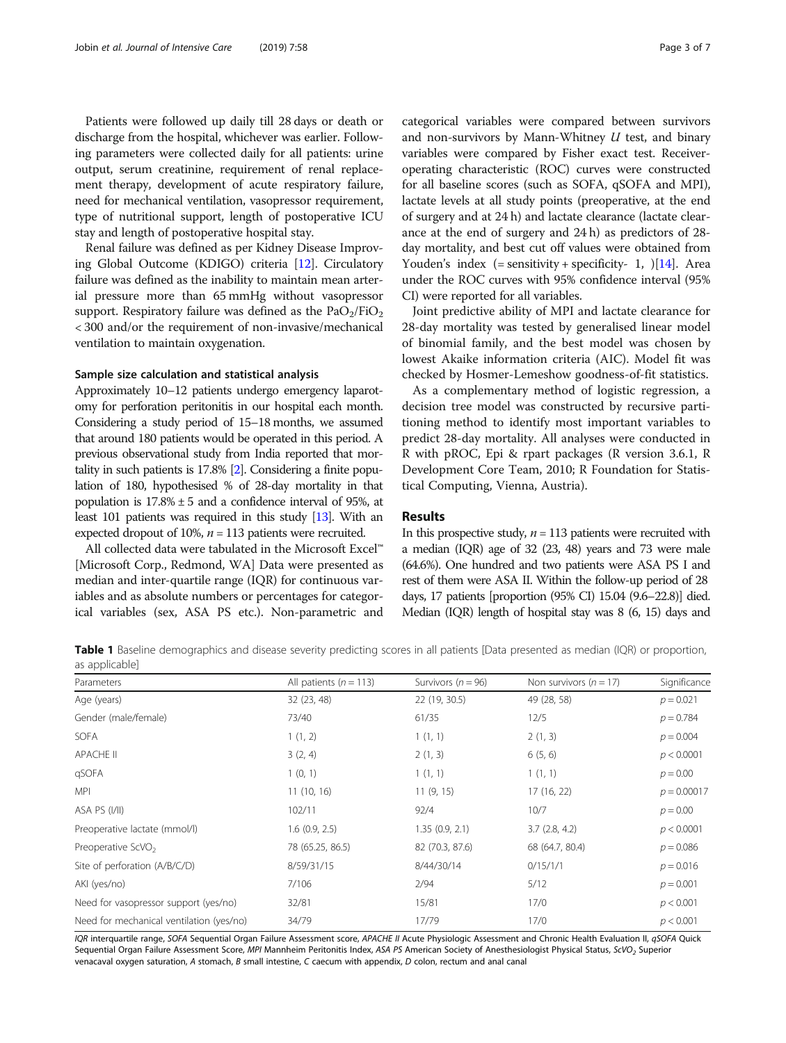Patients were followed up daily till 28 days or death or discharge from the hospital, whichever was earlier. Following parameters were collected daily for all patients: urine output, serum creatinine, requirement of renal replacement therapy, development of acute respiratory failure, need for mechanical ventilation, vasopressor requirement, type of nutritional support, length of postoperative ICU stay and length of postoperative hospital stay.

Renal failure was defined as per Kidney Disease Improving Global Outcome (KDIGO) criteria [12]. Circulatory failure was defined as the inability to maintain mean arterial pressure more than 65 mmHg without vasopressor support. Respiratory failure was defined as the $PaO_2/FiO_2$ < 300 and/or the requirement of non-invasive/mechanical ventilation to maintain oxygenation.

### Sample size calculation and statistical analysis

Approximately 10–12 patients undergo emergency laparotomy for perforation peritonitis in our hospital each month. Considering a study period of 15–18 months, we assumed that around 180 patients would be operated in this period. A previous observational study from India reported that mortality in such patients is 17.8% [2]. Considering a finite population of 180, hypothesised % of 28-day mortality in that population is 17.8% ± 5 and a confidence interval of 95%, at least 101 patients was required in this study [13]. With an expected dropout of 10%, $n = 113$ patients were recruited.

All collected data were tabulated in the Microsoft Excel™ [Microsoft Corp., Redmond, WA] Data were presented as median and inter-quartile range (IQR) for continuous variables and as absolute numbers or percentages for categorical variables (sex, ASA PS etc.). Non-parametric and categorical variables were compared between survivors and non-survivors by Mann-Whitney $U$ test, and binary variables were compared by Fisher exact test. Receiver-operating characteristic (ROC) curves were constructed for all baseline scores (such as SOFA, qSOFA and MPI), lactate levels at all study points (preoperative, at the end of surgery and at 24 h) and lactate clearance (lactate clearance at the end of surgery and 24 h) as predictors of 28-day mortality, and best cut off values were obtained from Youden's index (= sensitivity + specificity- 1, )[14]. Area under the ROC curves with 95% confidence interval (95% CI) were reported for all variables.

Joint predictive ability of MPI and lactate clearance for 28-day mortality was tested by generalised linear model of binomial family, and the best model was chosen by lowest Akaike information criteria (AIC). Model fit was checked by Hosmer-Lemeshow goodness-of-fit statistics.

As a complementary method of logistic regression, a decision tree model was constructed by recursive partitioning method to identify most important variables to predict 28-day mortality. All analyses were conducted in R with pROC, Epi & rpart packages (R version 3.6.1, R Development Core Team, 2010; R Foundation for Statistical Computing, Vienna, Austria).

## Results

In this prospective study, $n = 113$ patients were recruited with a median (IQR) age of 32 (23, 48) years and 73 were male (64.6%). One hundred and two patients were ASA PS I and rest of them were ASA II. Within the follow-up period of 28 days, 17 patients [proportion (95% CI) 15.04 (9.6–22.8)] died. Median (IQR) length of hospital stay was 8 (6, 15) days and

**Table 1** Baseline demographics and disease severity predicting scores in all patients [Data presented as median (IQR) or proportion, as applicable]

| Parameters | All patients ($n = 113$) | Survivors ($n = 96$) | Non survivors ($n = 17$) | Significance |
|---|---|---|---|---|
| Age (years) | 32 (23, 48) | 22 (19, 30.5) | 49 (28, 58) | $p = 0.021$ |
| Gender (male/female) | 73/40 | 61/35 | 12/5 | $p = 0.784$ |
| SOFA | 1 (1, 2) | 1 (1, 1) | 2 (1, 3) | $p = 0.004$ |
| APACHE II | 3 (2, 4) | 2 (1, 3) | 6 (5, 6) | $p < 0.0001$ |
| qSOFA | 1 (0, 1) | 1 (1, 1) | 1 (1, 1) | $p = 0.00$ |
| MPI | 11 (10, 16) | 11 (9, 15) | 17 (16, 22) | $p = 0.00017$ |
| ASA PS (I/II) | 102/11 | 92/4 | 10/7 | $p = 0.00$ |
| Preoperative lactate (mmol/l) | 1.6 (0.9, 2.5) | 1.35 (0.9, 2.1) | 3.7 (2.8, 4.2) | $p < 0.0001$ |
| Preoperative $ScVO_2$ | 78 (65.25, 86.5) | 82 (70.3, 87.6) | 68 (64.7, 80.4) | $p = 0.086$ |
| Site of perforation (A/B/C/D) | 8/59/31/15 | 8/44/30/14 | 0/15/1/1 | $p = 0.016$ |
| AKI (yes/no) | 7/106 | 2/94 | 5/12 | $p = 0.001$ |
| Need for vasopressor support (yes/no) | 32/81 | 15/81 | 17/0 | $p < 0.001$ |
| Need for mechanical ventilation (yes/no) | 34/79 | 17/79 | 17/0 | $p < 0.001$ |

*IQR* interquartile range, *SOFA* Sequential Organ Failure Assessment score, *APACHE II* Acute Physiologic Assessment and Chronic Health Evaluation II, *qSOFA* Quick Sequential Organ Failure Assessment Score, *MPI* Mannheim Peritonitis Index, *ASA PS* American Society of Anesthesiologist Physical Status, *$ScVO_2$* Superior venacaval oxygen saturation, *A* stomach, *B* small intestine, *C* caecum with appendix, *D* colon, rectum and anal canal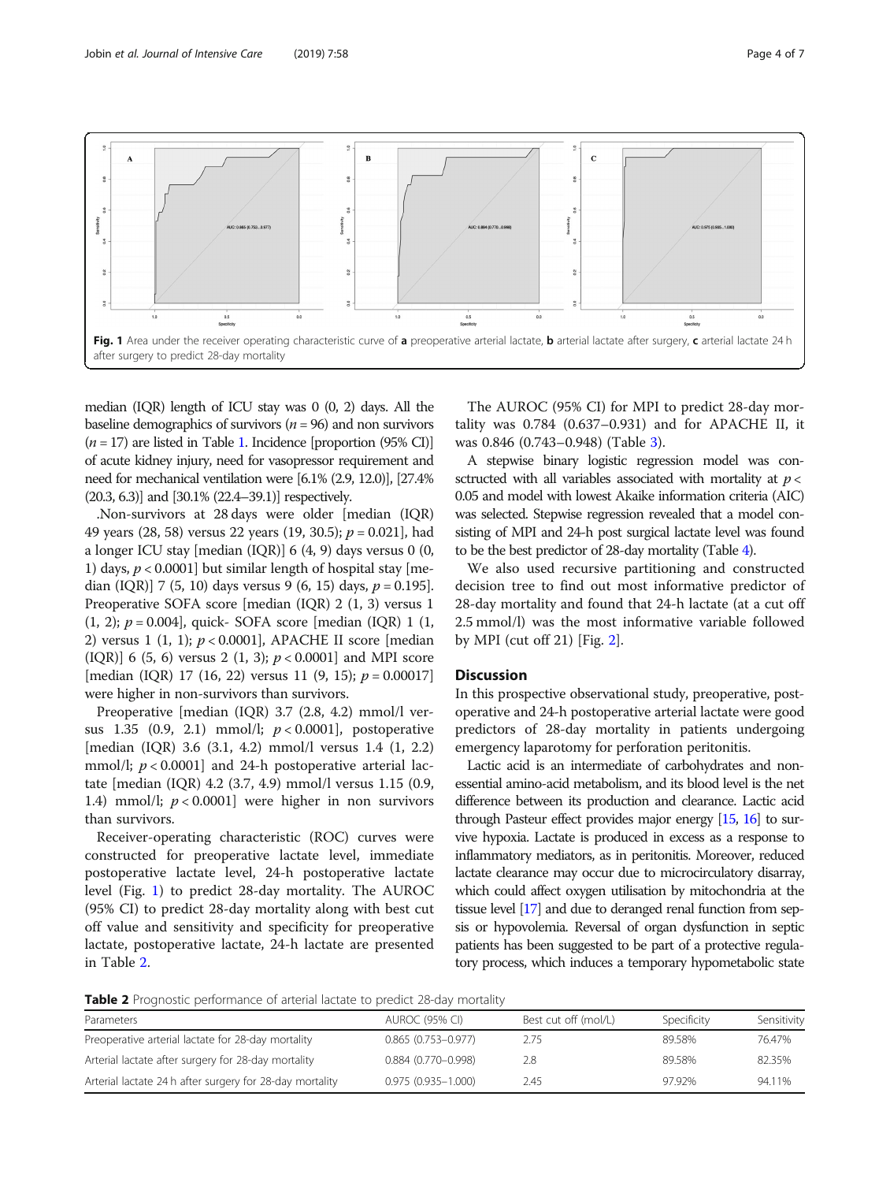Fig. 1 Area under the receiver operating characteristic curve of **a** preoperative arterial lactate, **b** arterial lactate after surgery, **c** arterial lactate 24 h after surgery to predict 28-day mortality

median (IQR) length of ICU stay was 0 (0, 2) days. All the baseline demographics of survivors ($n = 96$) and non survivors ($n = 17$) are listed in Table 1. Incidence [proportion (95% CI)] of acute kidney injury, need for vasopressor requirement and need for mechanical ventilation were [6.1% (2.9, 12.0)], [27.4% (20.3, 6.3)] and [30.1% (22.4–39.1)] respectively.

.Non-survivors at 28 days were older [median (IQR) 49 years (28, 58) versus 22 years (19, 30.5); $p = 0.021$], had a longer ICU stay [median (IQR)] 6 (4, 9) days versus 0 (0, 1) days, $p < 0.0001$] but similar length of hospital stay [median (IQR)] 7 (5, 10) days versus 9 (6, 15) days, $p = 0.195$]. Preoperative SOFA score [median (IQR) 2 (1, 3) versus 1 (1, 2); $p = 0.004$], quick- SOFA score [median (IQR) 1 (1, 2) versus 1 (1, 1); $p < 0.0001$], APACHE II score [median (IQR)] 6 (5, 6) versus 2 (1, 3); $p < 0.0001$] and MPI score [median (IQR) 17 (16, 22) versus 11 (9, 15); $p = 0.00017$] were higher in non-survivors than survivors.

Preoperative [median (IQR) 3.7 (2.8, 4.2) mmol/l versus 1.35 (0.9, 2.1) mmol/l; $p < 0.0001$], postoperative [median (IQR) 3.6 (3.1, 4.2) mmol/l versus 1.4 (1, 2.2) mmol/l; $p < 0.0001$] and 24-h postoperative arterial lactate [median (IQR) 4.2 (3.7, 4.9) mmol/l versus 1.15 (0.9, 1.4) mmol/l; $p < 0.0001$] were higher in non survivors than survivors.

Receiver-operating characteristic (ROC) curves were constructed for preoperative lactate level, immediate postoperative lactate level, 24-h postoperative lactate level (Fig. 1) to predict 28-day mortality. The AUROC (95% CI) to predict 28-day mortality along with best cut off value and sensitivity and specificity for preoperative lactate, postoperative lactate, 24-h lactate are presented in Table 2.

The AUROC (95% CI) for MPI to predict 28-day mortality was 0.784 (0.637–0.931) and for APACHE II, it was 0.846 (0.743–0.948) (Table 3).

A stepwise binary logistic regression model was consctructed with all variables associated with mortality at $p < 0.05$ and model with lowest Akaike information criteria (AIC) was selected. Stepwise regression revealed that a model consisting of MPI and 24-h post surgical lactate level was found to be the best predictor of 28-day mortality (Table 4).

We also used recursive partitioning and constructed decision tree to find out most informative predictor of 28-day mortality and found that 24-h lactate (at a cut off 2.5 mmol/l) was the most informative variable followed by MPI (cut off 21) [Fig. 2].

## Discussion

In this prospective observational study, preoperative, postoperative and 24-h postoperative arterial lactate were good predictors of 28-day mortality in patients undergoing emergency laparotomy for perforation peritonitis.

Lactic acid is an intermediate of carbohydrates and nonessential amino-acid metabolism, and its blood level is the net difference between its production and clearance. Lactic acid through Pasteur effect provides major energy [15, 16] to survive hypoxia. Lactate is produced in excess as a response to inflammatory mediators, as in peritonitis. Moreover, reduced lactate clearance may occur due to microcirculatory disarray, which could affect oxygen utilisation by mitochondria at the tissue level [17] and due to deranged renal function from sepsis or hypovolemia. Reversal of organ dysfunction in septic patients has been suggested to be part of a protective regulatory process, which induces a temporary hypometabolic state

**Table 2** Prognostic performance of arterial lactate to predict 28-day mortality

| Parameters | AUROC (95% CI) | Best cut off (mol/L) | Specificity | Sensitivity |
|---|---|---|---|---|
| Preoperative arterial lactate for 28-day mortality | 0.865 (0.753–0.977) | 2.75 | 89.58% | 76.47% |
| Arterial lactate after surgery for 28-day mortality | 0.884 (0.770–0.998) | 2.8 | 89.58% | 82.35% |
| Arterial lactate 24 h after surgery for 28-day mortality | 0.975 (0.935–1.000) | 2.45 | 97.92% | 94.11% |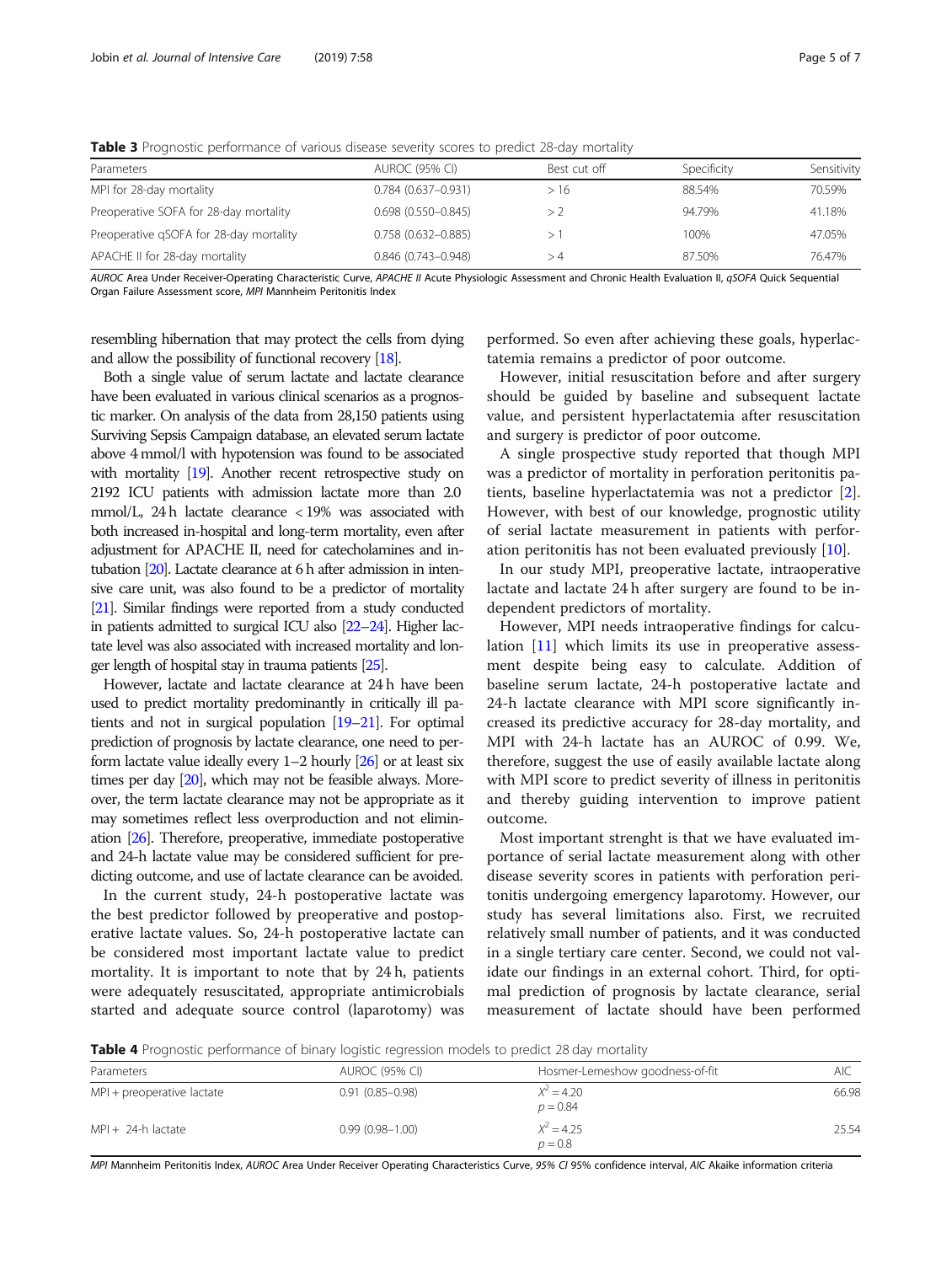**Table 3** Prognostic performance of various disease severity scores to predict 28-day mortality

| Parameters | AUROC (95% CI) | Best cut off | Specificity | Sensitivity |
|---|---|---|---|---|
| MPI for 28-day mortality | 0.784 (0.637–0.931) | > 16 | 88.54% | 70.59% |
| Preoperative SOFA for 28-day mortality | 0.698 (0.550–0.845) | > 2 | 94.79% | 41.18% |
| Preoperative qSOFA for 28-day mortality | 0.758 (0.632–0.885) | > 1 | 100% | 47.05% |
| APACHE II for 28-day mortality | 0.846 (0.743–0.948) | > 4 | 87.50% | 76.47% |

*AUROC* Area Under Receiver-Operating Characteristic Curve, *APACHE II* Acute Physiologic Assessment and Chronic Health Evaluation II, *qSOFA* Quick Sequential Organ Failure Assessment score, *MPI* Mannheim Peritonitis Index

resembling hibernation that may protect the cells from dying and allow the possibility of functional recovery [18].

Both a single value of serum lactate and lactate clearance have been evaluated in various clinical scenarios as a prognostic marker. On analysis of the data from 28,150 patients using Surviving Sepsis Campaign database, an elevated serum lactate above 4 mmol/l with hypotension was found to be associated with mortality [19]. Another recent retrospective study on 2192 ICU patients with admission lactate more than 2.0 mmol/L, 24 h lactate clearance < 19% was associated with both increased in-hospital and long-term mortality, even after adjustment for APACHE II, need for catecholamines and intubation [20]. Lactate clearance at 6 h after admission in intensive care unit, was also found to be a predictor of mortality [21]. Similar findings were reported from a study conducted in patients admitted to surgical ICU also [22–24]. Higher lactate level was also associated with increased mortality and longer length of hospital stay in trauma patients [25].

However, lactate and lactate clearance at 24 h have been used to predict mortality predominantly in critically ill patients and not in surgical population [19–21]. For optimal prediction of prognosis by lactate clearance, one need to perform lactate value ideally every 1–2 hourly [26] or at least six times per day [20], which may not be feasible always. Moreover, the term lactate clearance may not be appropriate as it may sometimes reflect less overproduction and not elimination [26]. Therefore, preoperative, immediate postoperative and 24-h lactate value may be considered sufficient for predicting outcome, and use of lactate clearance can be avoided.

In the current study, 24-h postoperative lactate was the best predictor followed by preoperative and postoperative lactate values. So, 24-h postoperative lactate can be considered most important lactate value to predict mortality. It is important to note that by 24 h, patients were adequately resuscitated, appropriate antimicrobials started and adequate source control (laparotomy) was performed. So even after achieving these goals, hyperlactatemia remains a predictor of poor outcome.

However, initial resuscitation before and after surgery should be guided by baseline and subsequent lactate value, and persistent hyperlactatemia after resuscitation and surgery is predictor of poor outcome.

A single prospective study reported that though MPI was a predictor of mortality in perforation peritonitis patients, baseline hyperlactatemia was not a predictor [2]. However, with best of our knowledge, prognostic utility of serial lactate measurement in patients with perforation peritonitis has not been evaluated previously [10].

In our study MPI, preoperative lactate, intraoperative lactate and lactate 24 h after surgery are found to be independent predictors of mortality.

However, MPI needs intraoperative findings for calculation [11] which limits its use in preoperative assessment despite being easy to calculate. Addition of baseline serum lactate, 24-h postoperative lactate and 24-h lactate clearance with MPI score significantly increased its predictive accuracy for 28-day mortality, and MPI with 24-h lactate has an AUROC of 0.99. We, therefore, suggest the use of easily available lactate along with MPI score to predict severity of illness in peritonitis and thereby guiding intervention to improve patient outcome.

Most important strenght is that we have evaluated importance of serial lactate measurement along with other disease severity scores in patients with perforation peritonitis undergoing emergency laparotomy. However, our study has several limitations also. First, we recruited relatively small number of patients, and it was conducted in a single tertiary care center. Second, we could not validate our findings in an external cohort. Third, for optimal prediction of prognosis by lactate clearance, serial measurement of lactate should have been performed

**Table 4** Prognostic performance of binary logistic regression models to predict 28 day mortality

| Parameters | AUROC (95% CI) | Hosmer-Lemeshow goodness-of-fit | AIC |
|---|---|---|---|
| MPI + preoperative lactate | 0.91 (0.85–0.98) | $X^2 = 4.20$ $p = 0.84$ | 66.98 |
| MPI + 24-h lactate | 0.99 (0.98–1.00) | $X^2 = 4.25$ $p = 0.8$ | 25.54 |

*MPI* Mannheim Peritonitis Index, *AUROC* Area Under Receiver Operating Characteristics Curve, *95% CI* 95% confidence interval, *AIC* Akaike information criteria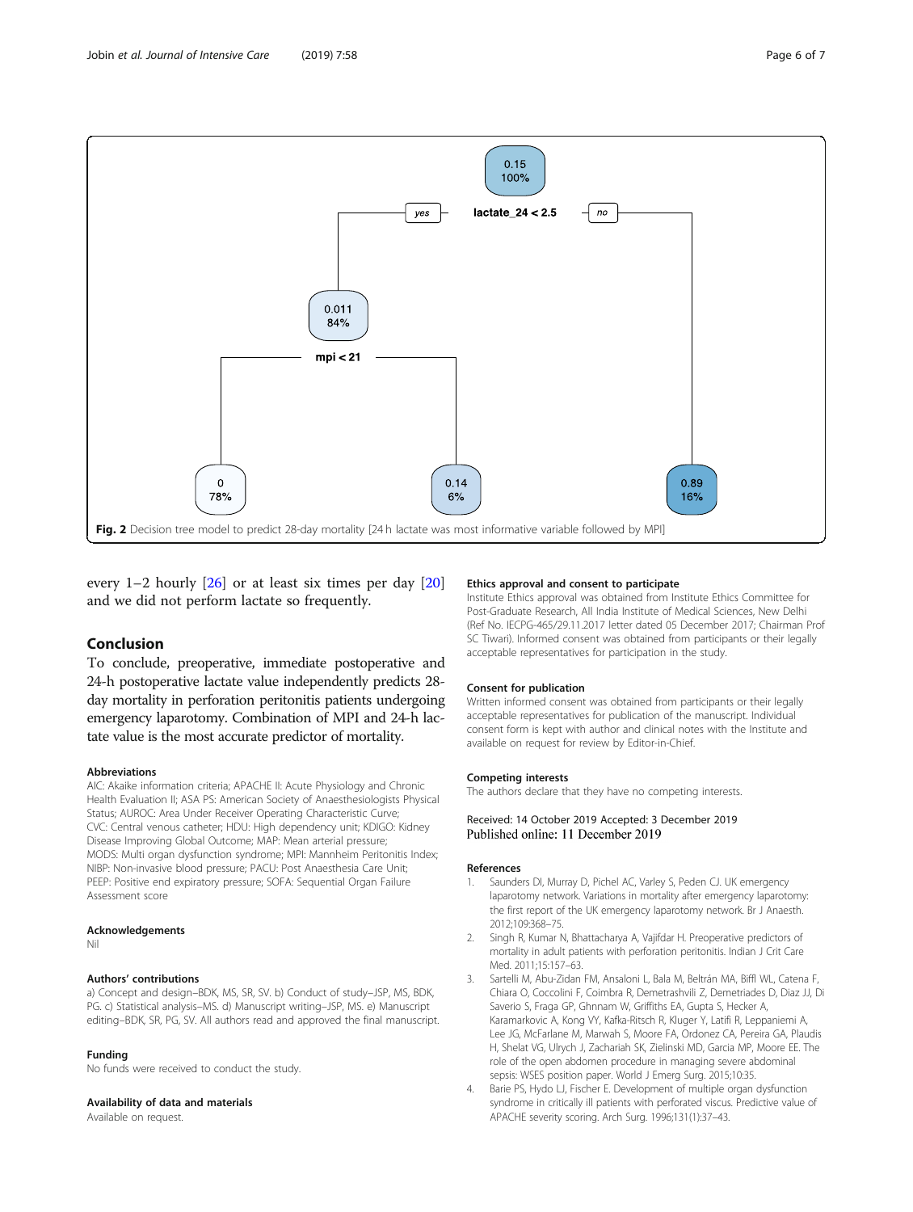0.15
100%

lactate_24 < 2.5

yes

no

0.011
84%

mpi < 21

0
78%

0.14
6%

0.89
16%

**Fig. 2** Decision tree model to predict 28-day mortality [24 h lactate was most informative variable followed by MPI]

every 1–2 hourly [26] or at least six times per day [20] and we did not perform lactate so frequently.

## Conclusion

To conclude, preoperative, immediate postoperative and 24-h postoperative lactate value independently predicts 28-day mortality in perforation peritonitis patients undergoing emergency laparotomy. Combination of MPI and 24-h lactate value is the most accurate predictor of mortality.

#### Abbreviations

AIC: Akaike information criteria; APACHE II: Acute Physiology and Chronic Health Evaluation II; ASA PS: American Society of Anaesthesiologists Physical Status; AUROC: Area Under Receiver Operating Characteristic Curve; CVC: Central venous catheter; HDU: High dependency unit; KDIGO: Kidney Disease Improving Global Outcome; MAP: Mean arterial pressure; MODS: Multi organ dysfunction syndrome; MPI: Mannheim Peritonitis Index; NIBP: Non-invasive blood pressure; PACU: Post Anaesthesia Care Unit; PEEP: Positive end expiratory pressure; SOFA: Sequential Organ Failure Assessment score

#### Acknowledgements

Nil

#### Authors' contributions

a) Concept and design–BDK, MS, SR, SV. b) Conduct of study–JSP, MS, BDK, PG. c) Statistical analysis–MS. d) Manuscript writing–JSP, MS. e) Manuscript editing–BDK, SR, PG, SV. All authors read and approved the final manuscript.

#### Funding

No funds were received to conduct the study.

#### Availability of data and materials

Available on request.

#### Ethics approval and consent to participate

Institute Ethics approval was obtained from Institute Ethics Committee for Post-Graduate Research, All India Institute of Medical Sciences, New Delhi (Ref No. IECPG-465/29.11.2017 letter dated 05 December 2017; Chairman Prof SC Tiwari). Informed consent was obtained from participants or their legally acceptable representatives for participation in the study.

#### Consent for publication

Written informed consent was obtained from participants or their legally acceptable representatives for publication of the manuscript. Individual consent form is kept with author and clinical notes with the Institute and available on request for review by Editor-in-Chief.

#### Competing interests

The authors declare that they have no competing interests.

Received: 14 October 2019 Accepted: 3 December 2019
Published online: 11 December 2019

#### References

1. Saunders DI, Murray D, Pichel AC, Varley S, Peden CJ. UK emergency laparotomy network. Variations in mortality after emergency laparotomy: the first report of the UK emergency laparotomy network. Br J Anaesth. 2012;109:368–75.
2. Singh R, Kumar N, Bhattacharya A, Vajifdar H. Preoperative predictors of mortality in adult patients with perforation peritonitis. Indian J Crit Care Med. 2011;15:157–63.
3. Sartelli M, Abu-Zidan FM, Ansaloni L, Bala M, Beltrán MA, Biffl WL, Catena F, Chiara O, Coccolini F, Coimbra R, Demetrashvili Z, Demetriades D, Diaz JJ, Di Saverio S, Fraga GP, Ghnnam W, Griffiths EA, Gupta S, Hecker A, Karamarkovic A, Kong VY, Kafka-Ritsch R, Kluger Y, Latifi R, Leppaniemi A, Lee JG, McFarlane M, Marwah S, Moore FA, Ordonez CA, Pereira GA, Plaudis H, Shelat VG, Ulrych J, Zachariah SK, Zielinski MD, Garcia MP, Moore EE. The role of the open abdomen procedure in managing severe abdominal sepsis: WSES position paper. World J Emerg Surg. 2015;10:35.
4. Barie PS, Hydo LJ, Fischer E. Development of multiple organ dysfunction syndrome in critically ill patients with perforated viscus. Predictive value of APACHE severity scoring. Arch Surg. 1996;131(1):37–43.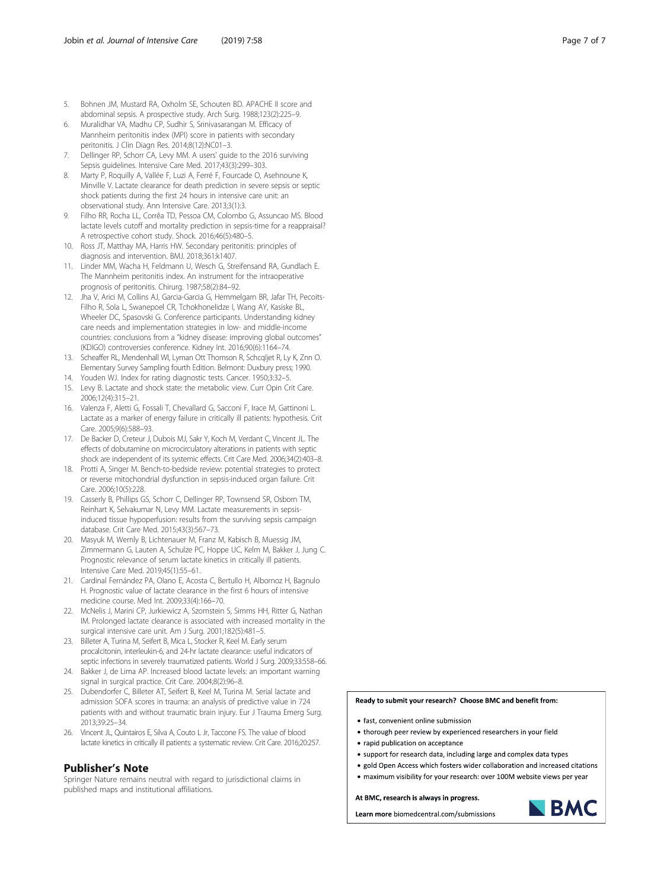5. Bohnen JM, Mustard RA, Oxholm SE, Schouten BD. APACHE II score and abdominal sepsis. A prospective study. Arch Surg. 1988;123(2):225–9.
6. Muralidhar VA, Madhu CP, Sudhir S, Srinivasarangan M. Efficacy of Mannheim peritonitis index (MPI) score in patients with secondary peritonitis. J Clin Diagn Res. 2014;8(12):NC01–3.
7. Dellinger RP, Schorr CA, Levy MM. A users' guide to the 2016 surviving Sepsis guidelines. Intensive Care Med. 2017;43(3):299–303.
8. Marty P, Roquilly A, Vallée F, Luzi A, Ferré F, Fourcade O, Asehnoune K, Minville V. Lactate clearance for death prediction in severe sepsis or septic shock patients during the first 24 hours in intensive care unit: an observational study. Ann Intensive Care. 2013;3(1):3.
9. Filho RR, Rocha LL, Corrêa TD, Pessoa CM, Colombo G, Assuncao MS. Blood lactate levels cutoff and mortality prediction in sepsis-time for a reappraisal? A retrospective cohort study. Shock. 2016;46(5):480–5.
10. Ross JT, Matthay MA, Harris HW. Secondary peritonitis: principles of diagnosis and intervention. BMJ. 2018;361:k1407.
11. Linder MM, Wacha H, Feldmann U, Wesch G, Streifensand RA, Gundlach E. The Mannheim peritonitis index. An instrument for the intraoperative prognosis of peritonitis. Chirurg. 1987;58(2):84–92.
12. Jha V, Arici M, Collins AJ, Garcia-Garcia G, Hemmelgarn BR, Jafar TH, Pecoits-Filho R, Sola L, Swanepoel CR, Tchokhonelidze I, Wang AY, Kasiske BL, Wheeler DC, Spasovski G. Conference participants. Understanding kidney care needs and implementation strategies in low- and middle-income countries: conclusions from a "kidney disease: improving global outcomes" (KDIGO) controversies conference. Kidney Int. 2016;90(6):1164–74.
13. Scheaffer RL, Mendenhall WI, Lyman Ott Thomson R, Schcqljet R, Ly K, Znn O. Elementary Survey Sampling fourth Edition. Belmont: Duxbury press; 1990.
14. Youden WJ. Index for rating diagnostic tests. Cancer. 1950;3:32–5.
15. Levy B. Lactate and shock state: the metabolic view. Curr Opin Crit Care. 2006;12(4):315–21.
16. Valenza F, Aletti G, Fossali T, Chevallard G, Sacconi F, Irace M, Gattinoni L. Lactate as a marker of energy failure in critically ill patients: hypothesis. Crit Care. 2005;9(6):588–93.
17. De Backer D, Creteur J, Dubois MJ, Sakr Y, Koch M, Verdant C, Vincent JL. The effects of dobutamine on microcirculatory alterations in patients with septic shock are independent of its systemic effects. Crit Care Med. 2006;34(2):403–8.
18. Protti A, Singer M. Bench-to-bedside review: potential strategies to protect or reverse mitochondrial dysfunction in sepsis-induced organ failure. Crit Care. 2006;10(5):228.
19. Casserly B, Phillips GS, Schorr C, Dellinger RP, Townsend SR, Osborn TM, Reinhart K, Selvakumar N, Levy MM. Lactate measurements in sepsis-induced tissue hypoperfusion: results from the surviving sepsis campaign database. Crit Care Med. 2015;43(3):567–73.
20. Masyuk M, Wernly B, Lichtenauer M, Franz M, Kabisch B, Muessig JM, Zimmermann G, Lauten A, Schulze PC, Hoppe UC, Kelm M, Bakker J, Jung C. Prognostic relevance of serum lactate kinetics in critically ill patients. Intensive Care Med. 2019;45(1):55–61.
21. Cardinal Fernández PA, Olano E, Acosta C, Bertullo H, Albornoz H, Bagnulo H. Prognostic value of lactate clearance in the first 6 hours of intensive medicine course. Med Int. 2009;33(4):166–70.
22. McNelis J, Marini CP, Jurkiewicz A, Szomstein S, Simms HH, Ritter G, Nathan IM. Prolonged lactate clearance is associated with increased mortality in the surgical intensive care unit. Am J Surg. 2001;182(5):481–5.
23. Billeter A, Turina M, Seifert B, Mica L, Stocker R, Keel M. Early serum procalcitonin, interleukin-6, and 24-hr lactate clearance: useful indicators of septic infections in severely traumatized patients. World J Surg. 2009;33:558–66.
24. Bakker J, de Lima AP. Increased blood lactate levels: an important warning signal in surgical practice. Crit Care. 2004;8(2):96–8.
25. Dubendorfer C, Billeter AT, Seifert B, Keel M, Turina M. Serial lactate and admission SOFA scores in trauma: an analysis of predictive value in 724 patients with and without traumatic brain injury. Eur J Trauma Emerg Surg. 2013;39:25–34.
26. Vincent JL, Quintairos E, Silva A, Couto L Jr, Taccone FS. The value of blood lactate kinetics in critically ill patients: a systematic review. Crit Care. 2016;20:257.

## Publisher's Note

Springer Nature remains neutral with regard to jurisdictional claims in published maps and institutional affiliations.

**Ready to submit your research? Choose BMC and benefit from:**

- fast, convenient online submission
- thorough peer review by experienced researchers in your field
- rapid publication on acceptance
- support for research data, including large and complex data types
- gold Open Access which fosters wider collaboration and increased citations
- maximum visibility for your research: over 100M website views per year

**At BMC, research is always in progress.**

**Learn more** biomedcentral.com/submissions

BMC